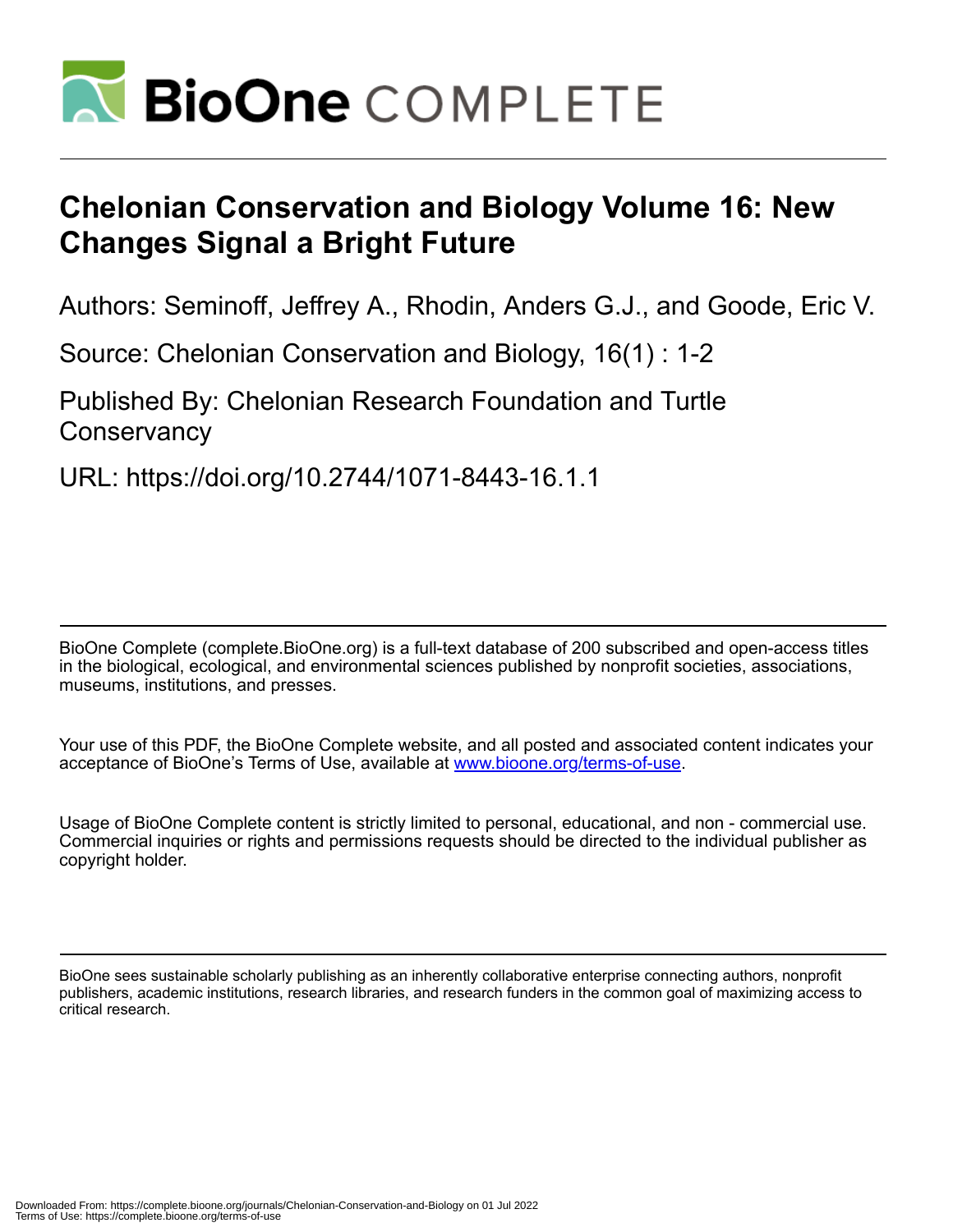# Chelonian Conservation and Biology Volume 16: New Changes Signal a Bright Future

Authors: Seminoff, Jeffrey A., Rhodin, Anders G.J., and Goode, Eric V.

Source: Chelonian Conservation and Biology, 16(1) : 1-2

Published By: Chelonian Research Foundation and Turtle Conservancy

URL: https://doi.org/10.2744/1071-8443-16.1.1

---

BioOne Complete (complete.BioOne.org) is a full-text database of 200 subscribed and open-access titles in the biological, ecological, and environmental sciences published by nonprofit societies, associations, museums, institutions, and presses.

Your use of this PDF, the BioOne Complete website, and all posted and associated content indicates your acceptance of BioOne's Terms of Use, available at www.bioone.org/terms-of-use.

Usage of BioOne Complete content is strictly limited to personal, educational, and non - commercial use. Commercial inquiries or rights and permissions requests should be directed to the individual publisher as copyright holder.

---

BioOne sees sustainable scholarly publishing as an inherently collaborative enterprise connecting authors, nonprofit publishers, academic institutions, research libraries, and research funders in the common goal of maximizing access to critical research.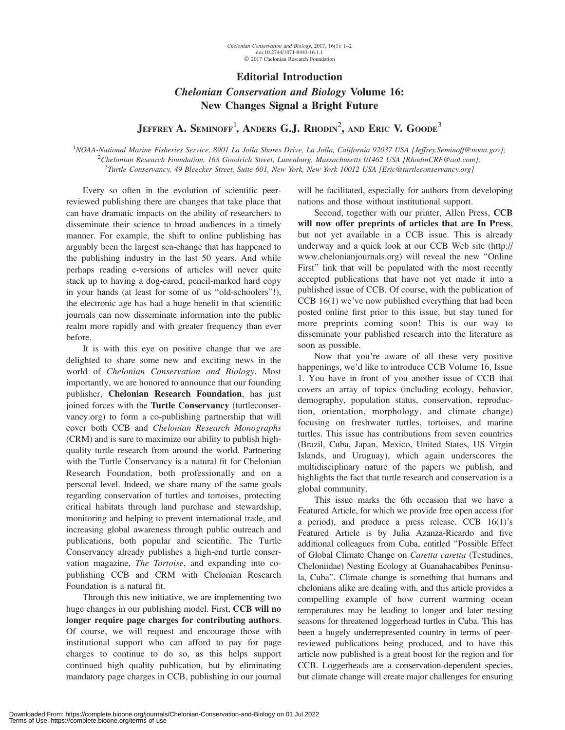# Editorial Introduction

## *Chelonian Conservation and Biology* Volume 16: New Changes Signal a Bright Future

**Jeffrey A. Seminoff**[1], **Anders G.J. Rhodin**[2], **and Eric V. Goode**[3]

[1]*NOAA-National Marine Fisheries Service, 8901 La Jolla Shores Drive, La Jolla, California 92037 USA [Jeffrey.Seminoff@noaa.gov];*
[2]*Chelonian Research Foundation, 168 Goodrich Street, Lunenburg, Massachusetts 01462 USA [RhodinCRF@aol.com];*
[3]*Turtle Conservancy, 49 Bleecker Street, Suite 601, New York, New York 10012 USA [Eric@turtleconservancy.org]*

Every so often in the evolution of scientific peer-reviewed publishing there are changes that take place that can have dramatic impacts on the ability of researchers to disseminate their science to broad audiences in a timely manner. For example, the shift to online publishing has arguably been the largest sea-change that has happened to the publishing industry in the last 50 years. And while perhaps reading e-versions of articles will never quite stack up to having a dog-eared, pencil-marked hard copy in your hands (at least for some of us "old-schoolers"!), the electronic age has had a huge benefit in that scientific journals can now disseminate information into the public realm more rapidly and with greater frequency than ever before.

It is with this eye on positive change that we are delighted to share some new and exciting news in the world of *Chelonian Conservation and Biology*. Most importantly, we are honored to announce that our founding publisher, **Chelonian Research Foundation**, has just joined forces with the **Turtle Conservancy** (turtleconservancy.org) to form a co-publishing partnership that will cover both CCB and *Chelonian Research Monographs* (CRM) and is sure to maximize our ability to publish high-quality turtle research from around the world. Partnering with the Turtle Conservancy is a natural fit for Chelonian Research Foundation, both professionally and on a personal level. Indeed, we share many of the same goals regarding conservation of turtles and tortoises, protecting critical habitats through land purchase and stewardship, monitoring and helping to prevent international trade, and increasing global awareness through public outreach and publications, both popular and scientific. The Turtle Conservancy already publishes a high-end turtle conservation magazine, *The Tortoise*, and expanding into co-publishing CCB and CRM with Chelonian Research Foundation is a natural fit.

Through this new initiative, we are implementing two huge changes in our publishing model. First, **CCB will no longer require page charges for contributing authors**. Of course, we will request and encourage those with institutional support who can afford to pay for page charges to continue to do so, as this helps support continued high quality publication, but by eliminating mandatory page charges in CCB, publishing in our journal will be facilitated, especially for authors from developing nations and those without institutional support.

Second, together with our printer, Allen Press, **CCB will now offer preprints of articles that are In Press**, but not yet available in a CCB issue. This is already underway and a quick look at our CCB Web site (http://www.chelonianjournals.org) will reveal the new "Online First" link that will be populated with the most recently accepted publications that have not yet made it into a published issue of CCB. Of course, with the publication of CCB 16(1) we've now published everything that had been posted online first prior to this issue, but stay tuned for more preprints coming soon! This is our way to disseminate your published research into the literature as soon as possible.

Now that you're aware of all these very positive happenings, we'd like to introduce CCB Volume 16, Issue 1. You have in front of you another issue of CCB that covers an array of topics (including ecology, behavior, demography, population status, conservation, reproduction, orientation, morphology, and climate change) focusing on freshwater turtles, tortoises, and marine turtles. This issue has contributions from seven countries (Brazil, Cuba, Japan, Mexico, United States, US Virgin Islands, and Uruguay), which again underscores the multidisciplinary nature of the papers we publish, and highlights the fact that turtle research and conservation is a global community.

This issue marks the 6th occasion that we have a Featured Article, for which we provide free open access (for a period), and produce a press release. CCB 16(1)'s Featured Article is by Julia Azanza-Ricardo and five additional colleagues from Cuba, entitled "Possible Effect of Global Climate Change on *Caretta caretta* (Testudines, Cheloniidae) Nesting Ecology at Guanahacabibes Peninsula, Cuba". Climate change is something that humans and chelonians alike are dealing with, and this article provides a compelling example of how current warming ocean temperatures may be leading to longer and later nesting seasons for threatened loggerhead turtles in Cuba. This has been a hugely underrepresented country in terms of peer-reviewed publications being produced, and to have this article now published is a great boost for the region and for CCB. Loggerheads are a conservation-dependent species, but climate change will create major challenges for ensuring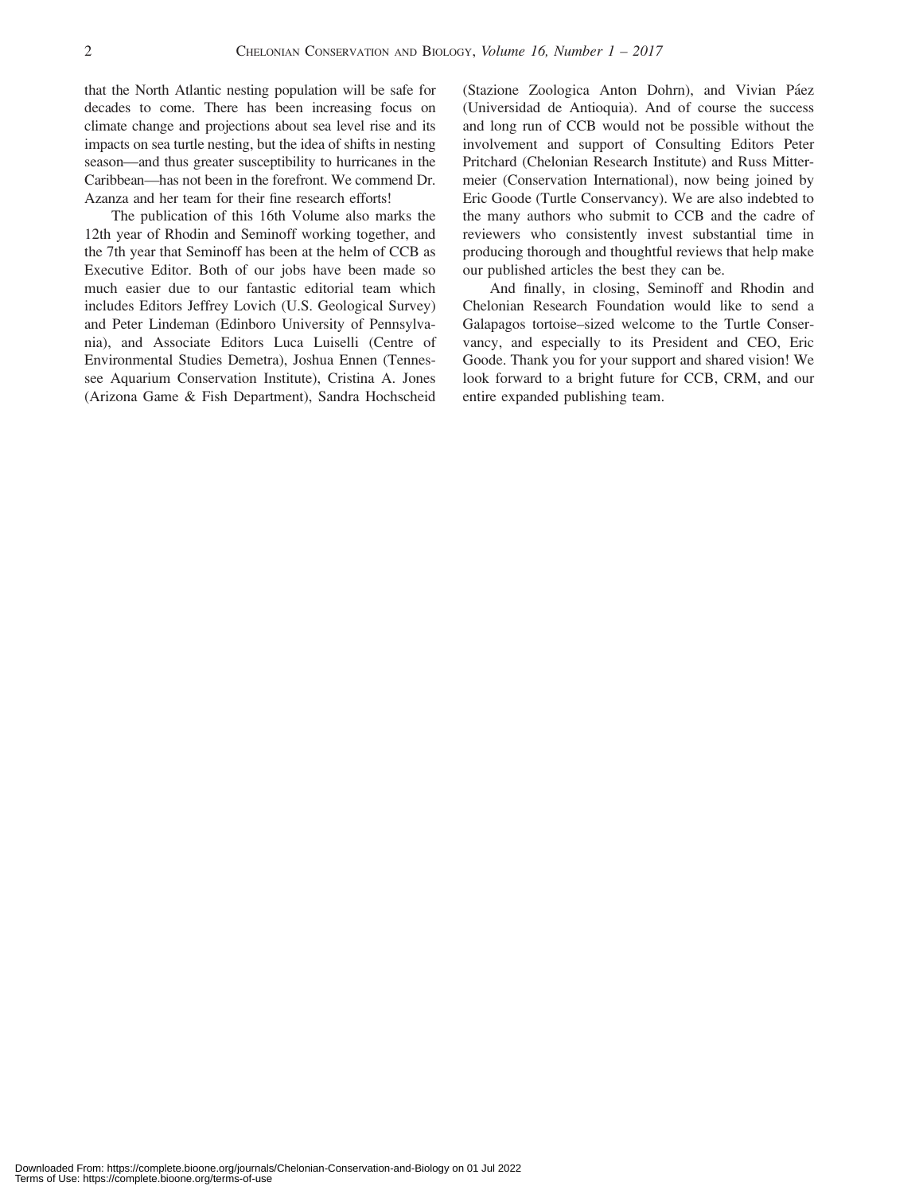that the North Atlantic nesting population will be safe for decades to come. There has been increasing focus on climate change and projections about sea level rise and its impacts on sea turtle nesting, but the idea of shifts in nesting season—and thus greater susceptibility to hurricanes in the Caribbean—has not been in the forefront. We commend Dr. Azanza and her team for their fine research efforts!

The publication of this 16th Volume also marks the 12th year of Rhodin and Seminoff working together, and the 7th year that Seminoff has been at the helm of CCB as Executive Editor. Both of our jobs have been made so much easier due to our fantastic editorial team which includes Editors Jeffrey Lovich (U.S. Geological Survey) and Peter Lindeman (Edinboro University of Pennsylvania), and Associate Editors Luca Luiselli (Centre of Environmental Studies Demetra), Joshua Ennen (Tennessee Aquarium Conservation Institute), Cristina A. Jones (Arizona Game & Fish Department), Sandra Hochscheid (Stazione Zoologica Anton Dohrn), and Vivian Páez (Universidad de Antioquia). And of course the success and long run of CCB would not be possible without the involvement and support of Consulting Editors Peter Pritchard (Chelonian Research Institute) and Russ Mittermeier (Conservation International), now being joined by Eric Goode (Turtle Conservancy). We are also indebted to the many authors who submit to CCB and the cadre of reviewers who consistently invest substantial time in producing thorough and thoughtful reviews that help make our published articles the best they can be.

And finally, in closing, Seminoff and Rhodin and Chelonian Research Foundation would like to send a Galapagos tortoise–sized welcome to the Turtle Conservancy, and especially to its President and CEO, Eric Goode. Thank you for your support and shared vision! We look forward to a bright future for CCB, CRM, and our entire expanded publishing team.